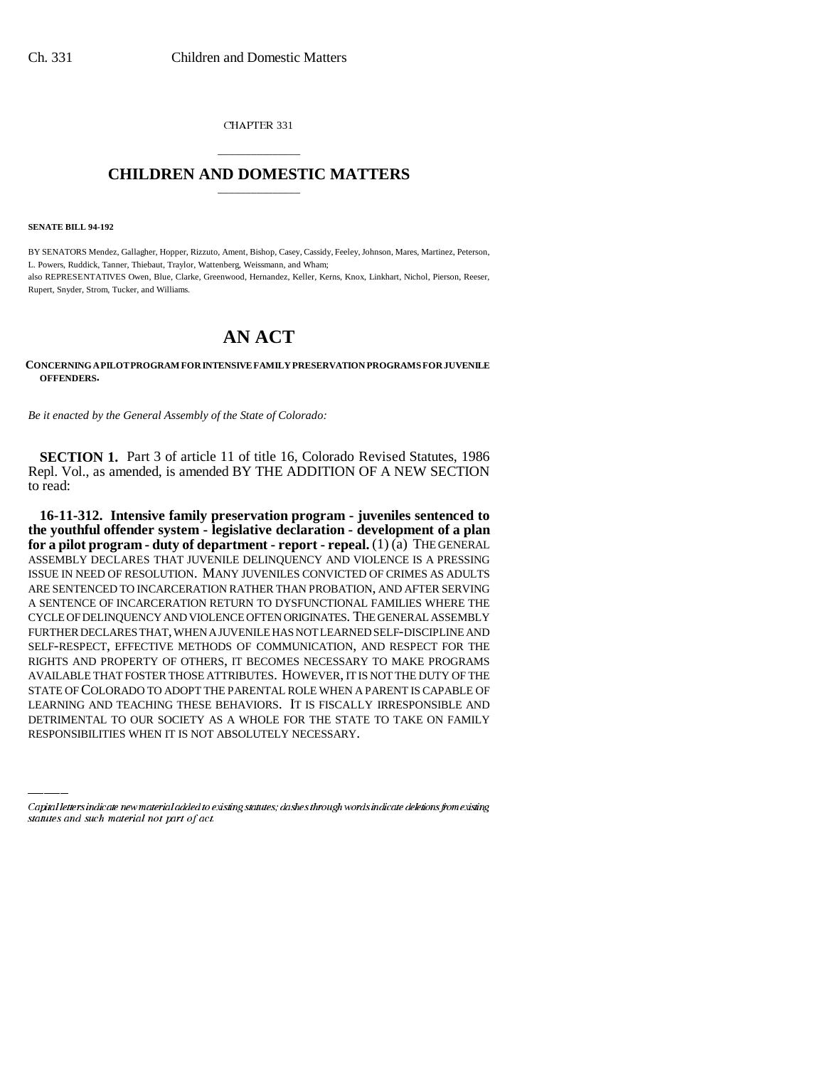CHAPTER 331

# CHILDREN AND DOMESTIC MATTERS

**SENATE BILL 94-192**

BY SENATORS Mendez, Gallagher, Hopper, Rizzuto, Ament, Bishop, Casey, Cassidy, Feeley, Johnson, Mares, Martinez, Peterson, L. Powers, Ruddick, Tanner, Thiebaut, Traylor, Wattenberg, Weissmann, and Wham;
also REPRESENTATIVES Owen, Blue, Clarke, Greenwood, Hernandez, Keller, Kerns, Knox, Linkhart, Nichol, Pierson, Reeser, Rupert, Snyder, Strom, Tucker, and Williams.

# AN ACT

**CONCERNING A PILOT PROGRAM FOR INTENSIVE FAMILY PRESERVATION PROGRAMS FOR JUVENILE OFFENDERS.**

*Be it enacted by the General Assembly of the State of Colorado:*

**SECTION 1.** Part 3 of article 11 of title 16, Colorado Revised Statutes, 1986 Repl. Vol., as amended, is amended BY THE ADDITION OF A NEW SECTION to read:

**16-11-312. Intensive family preservation program - juveniles sentenced to the youthful offender system - legislative declaration - development of a plan for a pilot program - duty of department - report - repeal.** (1) (a) THE GENERAL ASSEMBLY DECLARES THAT JUVENILE DELINQUENCY AND VIOLENCE IS A PRESSING ISSUE IN NEED OF RESOLUTION. MANY JUVENILES CONVICTED OF CRIMES AS ADULTS ARE SENTENCED TO INCARCERATION RATHER THAN PROBATION, AND AFTER SERVING A SENTENCE OF INCARCERATION RETURN TO DYSFUNCTIONAL FAMILIES WHERE THE CYCLE OF DELINQUENCY AND VIOLENCE OFTEN ORIGINATES. THE GENERAL ASSEMBLY FURTHER DECLARES THAT, WHEN A JUVENILE HAS NOT LEARNED SELF-DISCIPLINE AND SELF-RESPECT, EFFECTIVE METHODS OF COMMUNICATION, AND RESPECT FOR THE RIGHTS AND PROPERTY OF OTHERS, IT BECOMES NECESSARY TO MAKE PROGRAMS AVAILABLE THAT FOSTER THOSE ATTRIBUTES. HOWEVER, IT IS NOT THE DUTY OF THE STATE OF COLORADO TO ADOPT THE PARENTAL ROLE WHEN A PARENT IS CAPABLE OF LEARNING AND TEACHING THESE BEHAVIORS. IT IS FISCALLY IRRESPONSIBLE AND DETRIMENTAL TO OUR SOCIETY AS A WHOLE FOR THE STATE TO TAKE ON FAMILY RESPONSIBILITIES WHEN IT IS NOT ABSOLUTELY NECESSARY.

Capital letters indicate new material added to existing statutes; dashes through words indicate deletions from existing statutes and such material not part of act.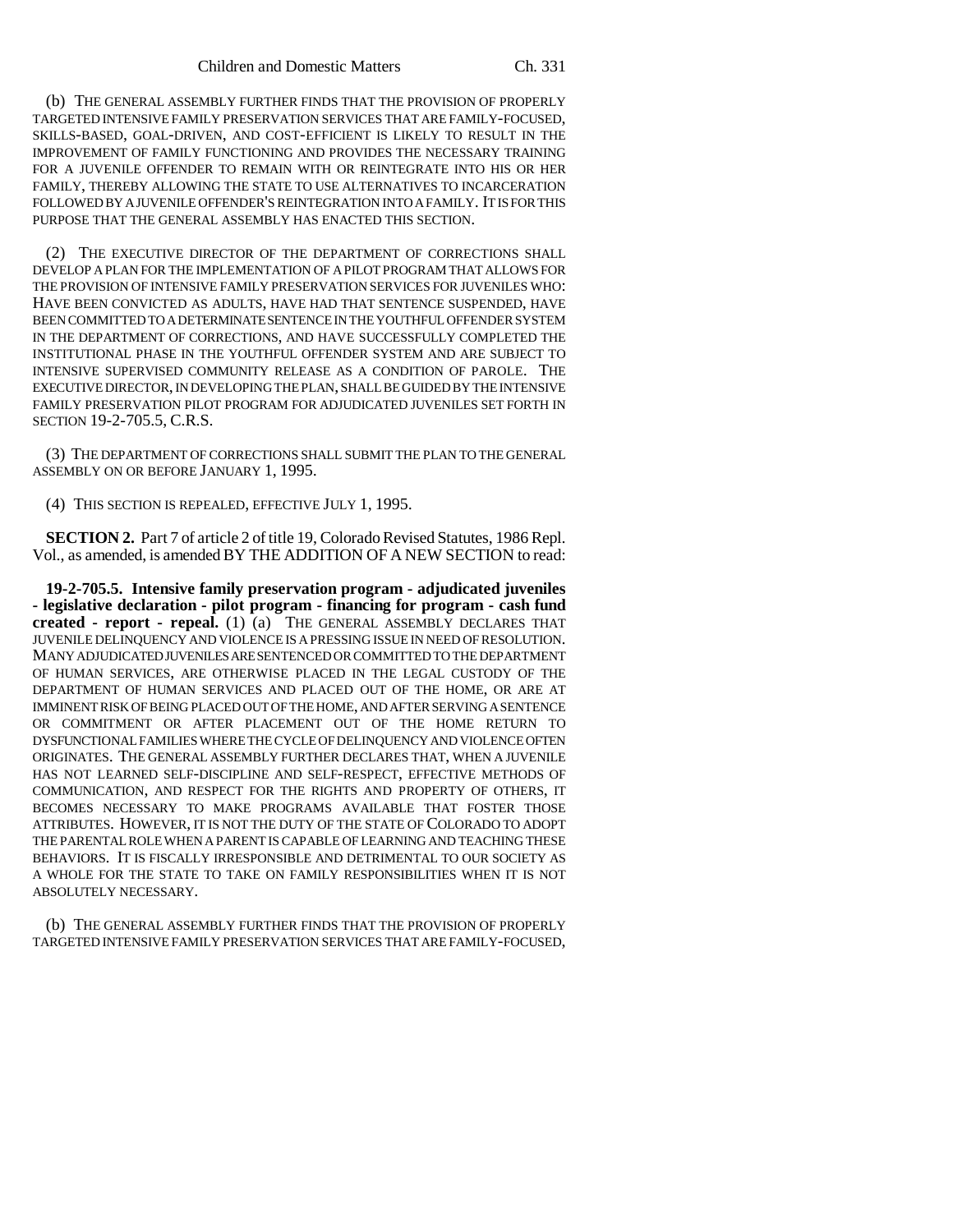(b) THE GENERAL ASSEMBLY FURTHER FINDS THAT THE PROVISION OF PROPERLY TARGETED INTENSIVE FAMILY PRESERVATION SERVICES THAT ARE FAMILY-FOCUSED, SKILLS-BASED, GOAL-DRIVEN, AND COST-EFFICIENT IS LIKELY TO RESULT IN THE IMPROVEMENT OF FAMILY FUNCTIONING AND PROVIDES THE NECESSARY TRAINING FOR A JUVENILE OFFENDER TO REMAIN WITH OR REINTEGRATE INTO HIS OR HER FAMILY, THEREBY ALLOWING THE STATE TO USE ALTERNATIVES TO INCARCERATION FOLLOWED BY A JUVENILE OFFENDER'S REINTEGRATION INTO A FAMILY. IT IS FOR THIS PURPOSE THAT THE GENERAL ASSEMBLY HAS ENACTED THIS SECTION.

(2) THE EXECUTIVE DIRECTOR OF THE DEPARTMENT OF CORRECTIONS SHALL DEVELOP A PLAN FOR THE IMPLEMENTATION OF A PILOT PROGRAM THAT ALLOWS FOR THE PROVISION OF INTENSIVE FAMILY PRESERVATION SERVICES FOR JUVENILES WHO: HAVE BEEN CONVICTED AS ADULTS, HAVE HAD THAT SENTENCE SUSPENDED, HAVE BEEN COMMITTED TO A DETERMINATE SENTENCE IN THE YOUTHFUL OFFENDER SYSTEM IN THE DEPARTMENT OF CORRECTIONS, AND HAVE SUCCESSFULLY COMPLETED THE INSTITUTIONAL PHASE IN THE YOUTHFUL OFFENDER SYSTEM AND ARE SUBJECT TO INTENSIVE SUPERVISED COMMUNITY RELEASE AS A CONDITION OF PAROLE. THE EXECUTIVE DIRECTOR, IN DEVELOPING THE PLAN, SHALL BE GUIDED BY THE INTENSIVE FAMILY PRESERVATION PILOT PROGRAM FOR ADJUDICATED JUVENILES SET FORTH IN SECTION 19-2-705.5, C.R.S.

(3) THE DEPARTMENT OF CORRECTIONS SHALL SUBMIT THE PLAN TO THE GENERAL ASSEMBLY ON OR BEFORE JANUARY 1, 1995.

(4) THIS SECTION IS REPEALED, EFFECTIVE JULY 1, 1995.

**SECTION 2.** Part 7 of article 2 of title 19, Colorado Revised Statutes, 1986 Repl. Vol., as amended, is amended BY THE ADDITION OF A NEW SECTION to read:

**19-2-705.5. Intensive family preservation program - adjudicated juveniles - legislative declaration - pilot program - financing for program - cash fund created - report - repeal.** (1) (a) THE GENERAL ASSEMBLY DECLARES THAT JUVENILE DELINQUENCY AND VIOLENCE IS A PRESSING ISSUE IN NEED OF RESOLUTION. MANY ADJUDICATED JUVENILES ARE SENTENCED OR COMMITTED TO THE DEPARTMENT OF HUMAN SERVICES, ARE OTHERWISE PLACED IN THE LEGAL CUSTODY OF THE DEPARTMENT OF HUMAN SERVICES AND PLACED OUT OF THE HOME, OR ARE AT IMMINENT RISK OF BEING PLACED OUT OF THE HOME, AND AFTER SERVING A SENTENCE OR COMMITMENT OR AFTER PLACEMENT OUT OF THE HOME RETURN TO DYSFUNCTIONAL FAMILIES WHERE THE CYCLE OF DELINQUENCY AND VIOLENCE OFTEN ORIGINATES. THE GENERAL ASSEMBLY FURTHER DECLARES THAT, WHEN A JUVENILE HAS NOT LEARNED SELF-DISCIPLINE AND SELF-RESPECT, EFFECTIVE METHODS OF COMMUNICATION, AND RESPECT FOR THE RIGHTS AND PROPERTY OF OTHERS, IT BECOMES NECESSARY TO MAKE PROGRAMS AVAILABLE THAT FOSTER THOSE ATTRIBUTES. HOWEVER, IT IS NOT THE DUTY OF THE STATE OF COLORADO TO ADOPT THE PARENTAL ROLE WHEN A PARENT IS CAPABLE OF LEARNING AND TEACHING THESE BEHAVIORS. IT IS FISCALLY IRRESPONSIBLE AND DETRIMENTAL TO OUR SOCIETY AS A WHOLE FOR THE STATE TO TAKE ON FAMILY RESPONSIBILITIES WHEN IT IS NOT ABSOLUTELY NECESSARY.

(b) THE GENERAL ASSEMBLY FURTHER FINDS THAT THE PROVISION OF PROPERLY TARGETED INTENSIVE FAMILY PRESERVATION SERVICES THAT ARE FAMILY-FOCUSED,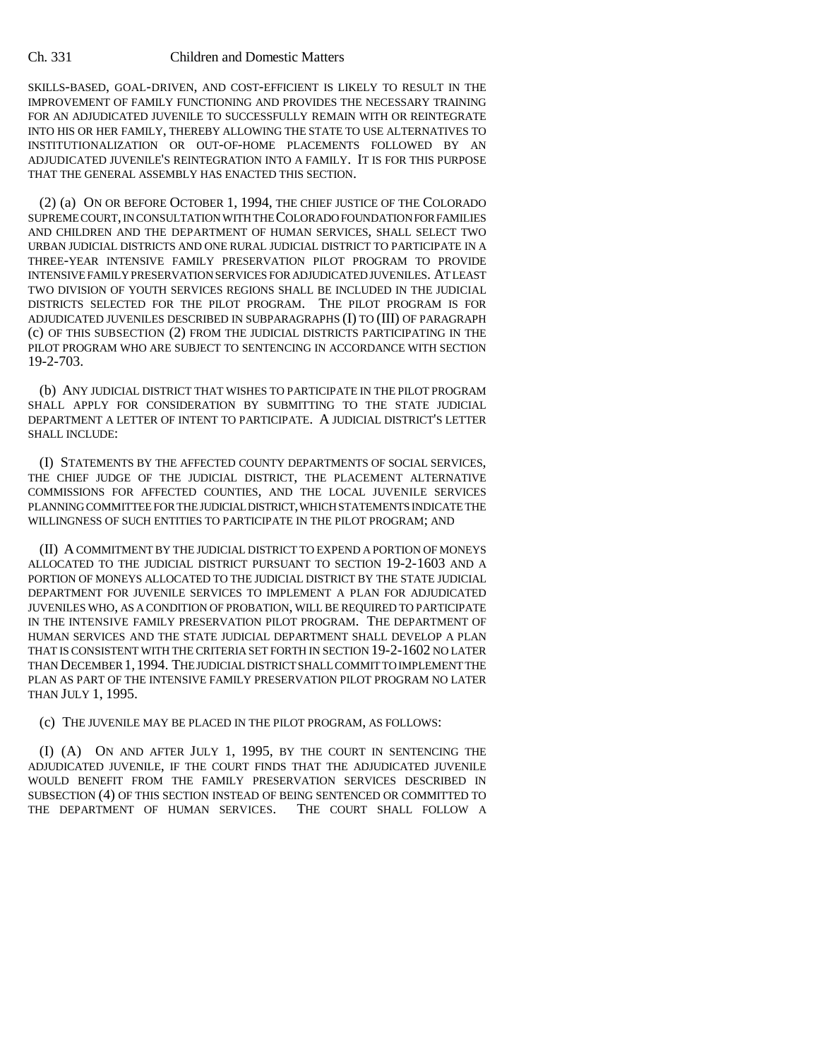SKILLS-BASED, GOAL-DRIVEN, AND COST-EFFICIENT IS LIKELY TO RESULT IN THE IMPROVEMENT OF FAMILY FUNCTIONING AND PROVIDES THE NECESSARY TRAINING FOR AN ADJUDICATED JUVENILE TO SUCCESSFULLY REMAIN WITH OR REINTEGRATE INTO HIS OR HER FAMILY, THEREBY ALLOWING THE STATE TO USE ALTERNATIVES TO INSTITUTIONALIZATION OR OUT-OF-HOME PLACEMENTS FOLLOWED BY AN ADJUDICATED JUVENILE'S REINTEGRATION INTO A FAMILY. IT IS FOR THIS PURPOSE THAT THE GENERAL ASSEMBLY HAS ENACTED THIS SECTION.

(2) (a) ON OR BEFORE OCTOBER 1, 1994, THE CHIEF JUSTICE OF THE COLORADO SUPREME COURT, IN CONSULTATION WITH THE COLORADO FOUNDATION FOR FAMILIES AND CHILDREN AND THE DEPARTMENT OF HUMAN SERVICES, SHALL SELECT TWO URBAN JUDICIAL DISTRICTS AND ONE RURAL JUDICIAL DISTRICT TO PARTICIPATE IN A THREE-YEAR INTENSIVE FAMILY PRESERVATION PILOT PROGRAM TO PROVIDE INTENSIVE FAMILY PRESERVATION SERVICES FOR ADJUDICATED JUVENILES. AT LEAST TWO DIVISION OF YOUTH SERVICES REGIONS SHALL BE INCLUDED IN THE JUDICIAL DISTRICTS SELECTED FOR THE PILOT PROGRAM. THE PILOT PROGRAM IS FOR ADJUDICATED JUVENILES DESCRIBED IN SUBPARAGRAPHS (I) TO (III) OF PARAGRAPH (c) OF THIS SUBSECTION (2) FROM THE JUDICIAL DISTRICTS PARTICIPATING IN THE PILOT PROGRAM WHO ARE SUBJECT TO SENTENCING IN ACCORDANCE WITH SECTION 19-2-703.

(b) ANY JUDICIAL DISTRICT THAT WISHES TO PARTICIPATE IN THE PILOT PROGRAM SHALL APPLY FOR CONSIDERATION BY SUBMITTING TO THE STATE JUDICIAL DEPARTMENT A LETTER OF INTENT TO PARTICIPATE. A JUDICIAL DISTRICT'S LETTER SHALL INCLUDE:

(I) STATEMENTS BY THE AFFECTED COUNTY DEPARTMENTS OF SOCIAL SERVICES, THE CHIEF JUDGE OF THE JUDICIAL DISTRICT, THE PLACEMENT ALTERNATIVE COMMISSIONS FOR AFFECTED COUNTIES, AND THE LOCAL JUVENILE SERVICES PLANNING COMMITTEE FOR THE JUDICIAL DISTRICT, WHICH STATEMENTS INDICATE THE WILLINGNESS OF SUCH ENTITIES TO PARTICIPATE IN THE PILOT PROGRAM; AND

(II) A COMMITMENT BY THE JUDICIAL DISTRICT TO EXPEND A PORTION OF MONEYS ALLOCATED TO THE JUDICIAL DISTRICT PURSUANT TO SECTION 19-2-1603 AND A PORTION OF MONEYS ALLOCATED TO THE JUDICIAL DISTRICT BY THE STATE JUDICIAL DEPARTMENT FOR JUVENILE SERVICES TO IMPLEMENT A PLAN FOR ADJUDICATED JUVENILES WHO, AS A CONDITION OF PROBATION, WILL BE REQUIRED TO PARTICIPATE IN THE INTENSIVE FAMILY PRESERVATION PILOT PROGRAM. THE DEPARTMENT OF HUMAN SERVICES AND THE STATE JUDICIAL DEPARTMENT SHALL DEVELOP A PLAN THAT IS CONSISTENT WITH THE CRITERIA SET FORTH IN SECTION 19-2-1602 NO LATER THAN DECEMBER 1, 1994. THE JUDICIAL DISTRICT SHALL COMMIT TO IMPLEMENT THE PLAN AS PART OF THE INTENSIVE FAMILY PRESERVATION PILOT PROGRAM NO LATER THAN JULY 1, 1995.

(c) THE JUVENILE MAY BE PLACED IN THE PILOT PROGRAM, AS FOLLOWS:

(I) (A) ON AND AFTER JULY 1, 1995, BY THE COURT IN SENTENCING THE ADJUDICATED JUVENILE, IF THE COURT FINDS THAT THE ADJUDICATED JUVENILE WOULD BENEFIT FROM THE FAMILY PRESERVATION SERVICES DESCRIBED IN SUBSECTION (4) OF THIS SECTION INSTEAD OF BEING SENTENCED OR COMMITTED TO THE DEPARTMENT OF HUMAN SERVICES. THE COURT SHALL FOLLOW A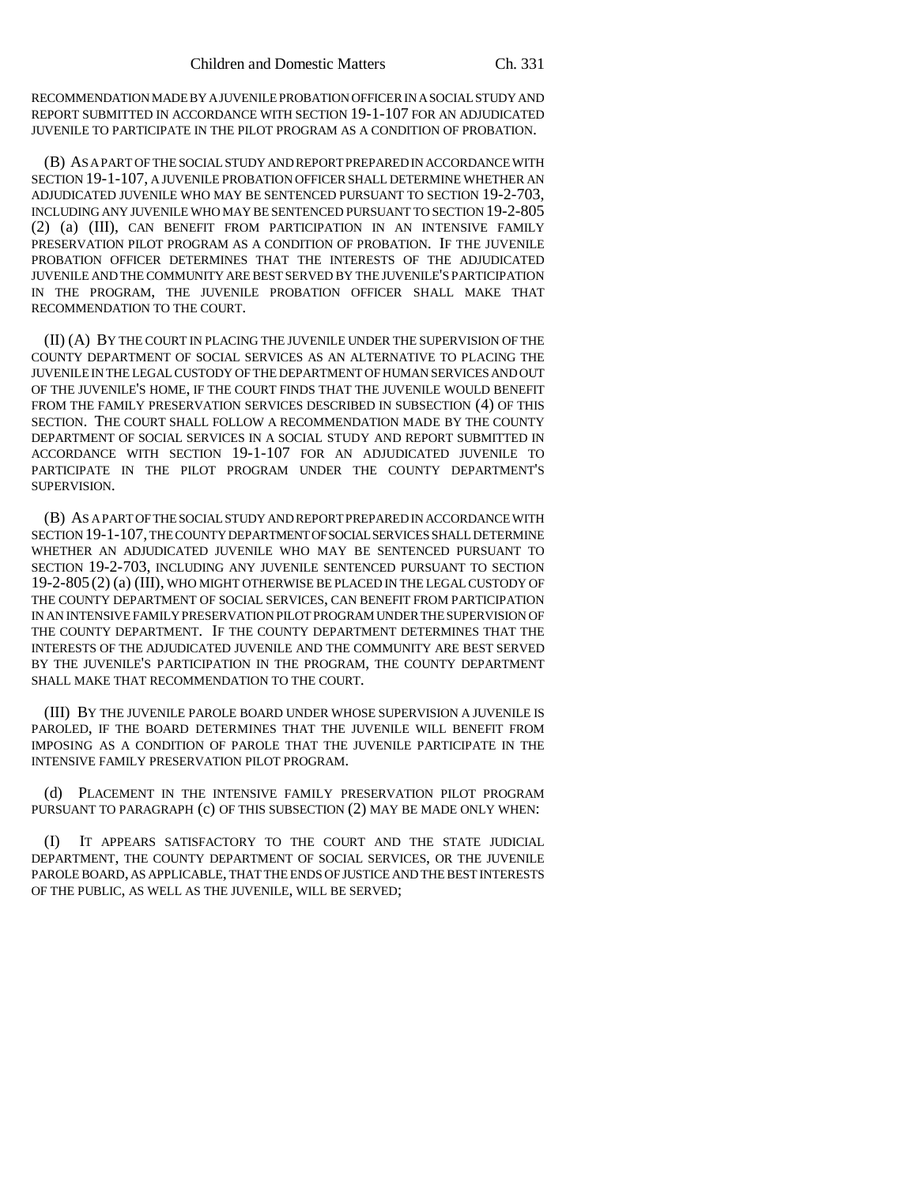RECOMMENDATION MADE BY A JUVENILE PROBATION OFFICER IN A SOCIAL STUDY AND REPORT SUBMITTED IN ACCORDANCE WITH SECTION 19-1-107 FOR AN ADJUDICATED JUVENILE TO PARTICIPATE IN THE PILOT PROGRAM AS A CONDITION OF PROBATION.

(B) AS A PART OF THE SOCIAL STUDY AND REPORT PREPARED IN ACCORDANCE WITH SECTION 19-1-107, A JUVENILE PROBATION OFFICER SHALL DETERMINE WHETHER AN ADJUDICATED JUVENILE WHO MAY BE SENTENCED PURSUANT TO SECTION 19-2-703, INCLUDING ANY JUVENILE WHO MAY BE SENTENCED PURSUANT TO SECTION 19-2-805 (2) (a) (III), CAN BENEFIT FROM PARTICIPATION IN AN INTENSIVE FAMILY PRESERVATION PILOT PROGRAM AS A CONDITION OF PROBATION. IF THE JUVENILE PROBATION OFFICER DETERMINES THAT THE INTERESTS OF THE ADJUDICATED JUVENILE AND THE COMMUNITY ARE BEST SERVED BY THE JUVENILE'S PARTICIPATION IN THE PROGRAM, THE JUVENILE PROBATION OFFICER SHALL MAKE THAT RECOMMENDATION TO THE COURT.

(II) (A) BY THE COURT IN PLACING THE JUVENILE UNDER THE SUPERVISION OF THE COUNTY DEPARTMENT OF SOCIAL SERVICES AS AN ALTERNATIVE TO PLACING THE JUVENILE IN THE LEGAL CUSTODY OF THE DEPARTMENT OF HUMAN SERVICES AND OUT OF THE JUVENILE'S HOME, IF THE COURT FINDS THAT THE JUVENILE WOULD BENEFIT FROM THE FAMILY PRESERVATION SERVICES DESCRIBED IN SUBSECTION (4) OF THIS SECTION. THE COURT SHALL FOLLOW A RECOMMENDATION MADE BY THE COUNTY DEPARTMENT OF SOCIAL SERVICES IN A SOCIAL STUDY AND REPORT SUBMITTED IN ACCORDANCE WITH SECTION 19-1-107 FOR AN ADJUDICATED JUVENILE TO PARTICIPATE IN THE PILOT PROGRAM UNDER THE COUNTY DEPARTMENT'S SUPERVISION.

(B) AS A PART OF THE SOCIAL STUDY AND REPORT PREPARED IN ACCORDANCE WITH SECTION 19-1-107, THE COUNTY DEPARTMENT OF SOCIAL SERVICES SHALL DETERMINE WHETHER AN ADJUDICATED JUVENILE WHO MAY BE SENTENCED PURSUANT TO SECTION 19-2-703, INCLUDING ANY JUVENILE SENTENCED PURSUANT TO SECTION 19-2-805 (2) (a) (III), WHO MIGHT OTHERWISE BE PLACED IN THE LEGAL CUSTODY OF THE COUNTY DEPARTMENT OF SOCIAL SERVICES, CAN BENEFIT FROM PARTICIPATION IN AN INTENSIVE FAMILY PRESERVATION PILOT PROGRAM UNDER THE SUPERVISION OF THE COUNTY DEPARTMENT. IF THE COUNTY DEPARTMENT DETERMINES THAT THE INTERESTS OF THE ADJUDICATED JUVENILE AND THE COMMUNITY ARE BEST SERVED BY THE JUVENILE'S PARTICIPATION IN THE PROGRAM, THE COUNTY DEPARTMENT SHALL MAKE THAT RECOMMENDATION TO THE COURT.

(III) BY THE JUVENILE PAROLE BOARD UNDER WHOSE SUPERVISION A JUVENILE IS PAROLED, IF THE BOARD DETERMINES THAT THE JUVENILE WILL BENEFIT FROM IMPOSING AS A CONDITION OF PAROLE THAT THE JUVENILE PARTICIPATE IN THE INTENSIVE FAMILY PRESERVATION PILOT PROGRAM.

(d) PLACEMENT IN THE INTENSIVE FAMILY PRESERVATION PILOT PROGRAM PURSUANT TO PARAGRAPH (c) OF THIS SUBSECTION (2) MAY BE MADE ONLY WHEN:

(I) IT APPEARS SATISFACTORY TO THE COURT AND THE STATE JUDICIAL DEPARTMENT, THE COUNTY DEPARTMENT OF SOCIAL SERVICES, OR THE JUVENILE PAROLE BOARD, AS APPLICABLE, THAT THE ENDS OF JUSTICE AND THE BEST INTERESTS OF THE PUBLIC, AS WELL AS THE JUVENILE, WILL BE SERVED;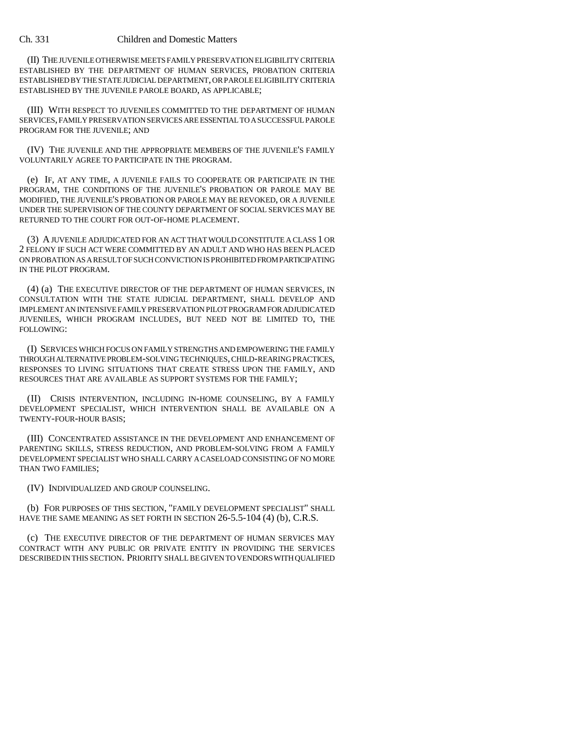(II) THE JUVENILE OTHERWISE MEETS FAMILY PRESERVATION ELIGIBILITY CRITERIA ESTABLISHED BY THE DEPARTMENT OF HUMAN SERVICES, PROBATION CRITERIA ESTABLISHED BY THE STATE JUDICIAL DEPARTMENT, OR PAROLE ELIGIBILITY CRITERIA ESTABLISHED BY THE JUVENILE PAROLE BOARD, AS APPLICABLE;

(III) WITH RESPECT TO JUVENILES COMMITTED TO THE DEPARTMENT OF HUMAN SERVICES, FAMILY PRESERVATION SERVICES ARE ESSENTIAL TO A SUCCESSFUL PAROLE PROGRAM FOR THE JUVENILE; AND

(IV) THE JUVENILE AND THE APPROPRIATE MEMBERS OF THE JUVENILE'S FAMILY VOLUNTARILY AGREE TO PARTICIPATE IN THE PROGRAM.

(e) IF, AT ANY TIME, A JUVENILE FAILS TO COOPERATE OR PARTICIPATE IN THE PROGRAM, THE CONDITIONS OF THE JUVENILE'S PROBATION OR PAROLE MAY BE MODIFIED, THE JUVENILE'S PROBATION OR PAROLE MAY BE REVOKED, OR A JUVENILE UNDER THE SUPERVISION OF THE COUNTY DEPARTMENT OF SOCIAL SERVICES MAY BE RETURNED TO THE COURT FOR OUT-OF-HOME PLACEMENT.

(3) A JUVENILE ADJUDICATED FOR AN ACT THAT WOULD CONSTITUTE A CLASS 1 OR 2 FELONY IF SUCH ACT WERE COMMITTED BY AN ADULT AND WHO HAS BEEN PLACED ON PROBATION AS A RESULT OF SUCH CONVICTION IS PROHIBITED FROM PARTICIPATING IN THE PILOT PROGRAM.

(4) (a) THE EXECUTIVE DIRECTOR OF THE DEPARTMENT OF HUMAN SERVICES, IN CONSULTATION WITH THE STATE JUDICIAL DEPARTMENT, SHALL DEVELOP AND IMPLEMENT AN INTENSIVE FAMILY PRESERVATION PILOT PROGRAM FOR ADJUDICATED JUVENILES, WHICH PROGRAM INCLUDES, BUT NEED NOT BE LIMITED TO, THE FOLLOWING:

(I) SERVICES WHICH FOCUS ON FAMILY STRENGTHS AND EMPOWERING THE FAMILY THROUGH ALTERNATIVE PROBLEM-SOLVING TECHNIQUES, CHILD-REARING PRACTICES, RESPONSES TO LIVING SITUATIONS THAT CREATE STRESS UPON THE FAMILY, AND RESOURCES THAT ARE AVAILABLE AS SUPPORT SYSTEMS FOR THE FAMILY;

(II) CRISIS INTERVENTION, INCLUDING IN-HOME COUNSELING, BY A FAMILY DEVELOPMENT SPECIALIST, WHICH INTERVENTION SHALL BE AVAILABLE ON A TWENTY-FOUR-HOUR BASIS;

(III) CONCENTRATED ASSISTANCE IN THE DEVELOPMENT AND ENHANCEMENT OF PARENTING SKILLS, STRESS REDUCTION, AND PROBLEM-SOLVING FROM A FAMILY DEVELOPMENT SPECIALIST WHO SHALL CARRY A CASELOAD CONSISTING OF NO MORE THAN TWO FAMILIES;

(IV) INDIVIDUALIZED AND GROUP COUNSELING.

(b) FOR PURPOSES OF THIS SECTION, "FAMILY DEVELOPMENT SPECIALIST" SHALL HAVE THE SAME MEANING AS SET FORTH IN SECTION 26-5.5-104 (4) (b), C.R.S.

(c) THE EXECUTIVE DIRECTOR OF THE DEPARTMENT OF HUMAN SERVICES MAY CONTRACT WITH ANY PUBLIC OR PRIVATE ENTITY IN PROVIDING THE SERVICES DESCRIBED IN THIS SECTION. PRIORITY SHALL BE GIVEN TO VENDORS WITH QUALIFIED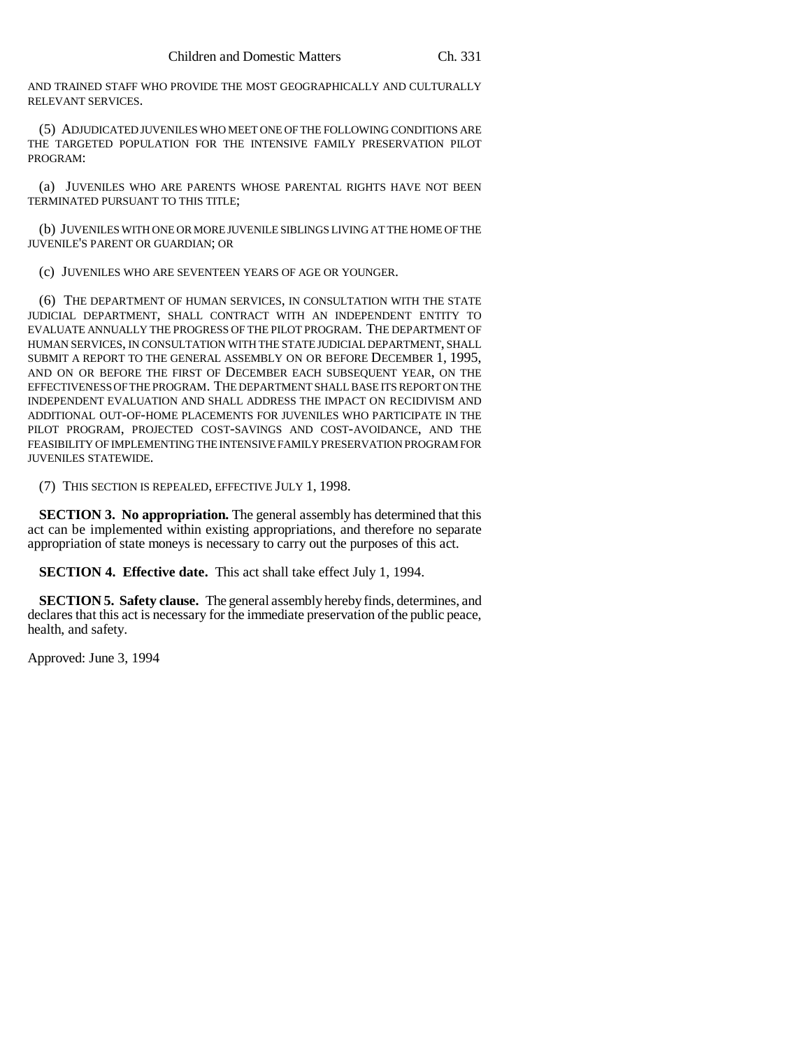AND TRAINED STAFF WHO PROVIDE THE MOST GEOGRAPHICALLY AND CULTURALLY RELEVANT SERVICES.

(5) ADJUDICATED JUVENILES WHO MEET ONE OF THE FOLLOWING CONDITIONS ARE THE TARGETED POPULATION FOR THE INTENSIVE FAMILY PRESERVATION PILOT PROGRAM:

(a) JUVENILES WHO ARE PARENTS WHOSE PARENTAL RIGHTS HAVE NOT BEEN TERMINATED PURSUANT TO THIS TITLE;

(b) JUVENILES WITH ONE OR MORE JUVENILE SIBLINGS LIVING AT THE HOME OF THE JUVENILE'S PARENT OR GUARDIAN; OR

(c) JUVENILES WHO ARE SEVENTEEN YEARS OF AGE OR YOUNGER.

(6) THE DEPARTMENT OF HUMAN SERVICES, IN CONSULTATION WITH THE STATE JUDICIAL DEPARTMENT, SHALL CONTRACT WITH AN INDEPENDENT ENTITY TO EVALUATE ANNUALLY THE PROGRESS OF THE PILOT PROGRAM. THE DEPARTMENT OF HUMAN SERVICES, IN CONSULTATION WITH THE STATE JUDICIAL DEPARTMENT, SHALL SUBMIT A REPORT TO THE GENERAL ASSEMBLY ON OR BEFORE DECEMBER 1, 1995, AND ON OR BEFORE THE FIRST OF DECEMBER EACH SUBSEQUENT YEAR, ON THE EFFECTIVENESS OF THE PROGRAM. THE DEPARTMENT SHALL BASE ITS REPORT ON THE INDEPENDENT EVALUATION AND SHALL ADDRESS THE IMPACT ON RECIDIVISM AND ADDITIONAL OUT-OF-HOME PLACEMENTS FOR JUVENILES WHO PARTICIPATE IN THE PILOT PROGRAM, PROJECTED COST-SAVINGS AND COST-AVOIDANCE, AND THE FEASIBILITY OF IMPLEMENTING THE INTENSIVE FAMILY PRESERVATION PROGRAM FOR JUVENILES STATEWIDE.

(7) THIS SECTION IS REPEALED, EFFECTIVE JULY 1, 1998.

**SECTION 3. No appropriation.** The general assembly has determined that this act can be implemented within existing appropriations, and therefore no separate appropriation of state moneys is necessary to carry out the purposes of this act.

**SECTION 4. Effective date.** This act shall take effect July 1, 1994.

**SECTION 5. Safety clause.** The general assembly hereby finds, determines, and declares that this act is necessary for the immediate preservation of the public peace, health, and safety.

Approved: June 3, 1994